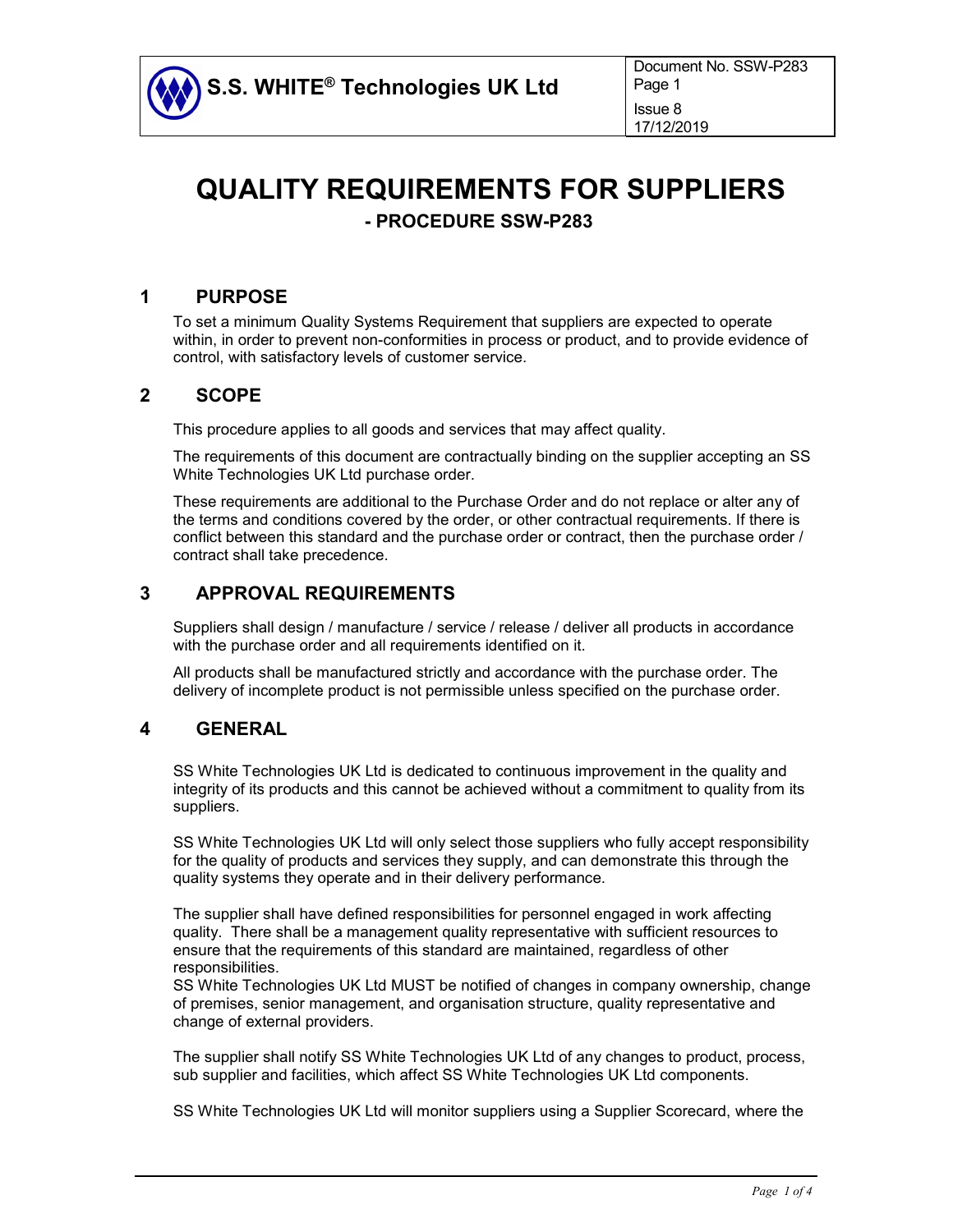# QUALITY REQUIREMENTS FOR SUPPLIERS

**- PROCEDURE SSW-P283**

## 1 PURPOSE

To set a minimum Quality Systems Requirement that suppliers are expected to operate within, in order to prevent non-conformities in process or product, and to provide evidence of control, with satisfactory levels of customer service.

## 2 SCOPE

This procedure applies to all goods and services that may affect quality.

The requirements of this document are contractually binding on the supplier accepting an SS White Technologies UK Ltd purchase order.

These requirements are additional to the Purchase Order and do not replace or alter any of the terms and conditions covered by the order, or other contractual requirements. If there is conflict between this standard and the purchase order or contract, then the purchase order / contract shall take precedence.

## 3 APPROVAL REQUIREMENTS

Suppliers shall design / manufacture / service / release / deliver all products in accordance with the purchase order and all requirements identified on it.

All products shall be manufactured strictly and accordance with the purchase order. The delivery of incomplete product is not permissible unless specified on the purchase order.

## 4 GENERAL

SS White Technologies UK Ltd is dedicated to continuous improvement in the quality and integrity of its products and this cannot be achieved without a commitment to quality from its suppliers.

SS White Technologies UK Ltd will only select those suppliers who fully accept responsibility for the quality of products and services they supply, and can demonstrate this through the quality systems they operate and in their delivery performance.

The supplier shall have defined responsibilities for personnel engaged in work affecting quality. There shall be a management quality representative with sufficient resources to ensure that the requirements of this standard are maintained, regardless of other responsibilities.
SS White Technologies UK Ltd MUST be notified of changes in company ownership, change of premises, senior management, and organisation structure, quality representative and change of external providers.

The supplier shall notify SS White Technologies UK Ltd of any changes to product, process, sub supplier and facilities, which affect SS White Technologies UK Ltd components.

SS White Technologies UK Ltd will monitor suppliers using a Supplier Scorecard, where the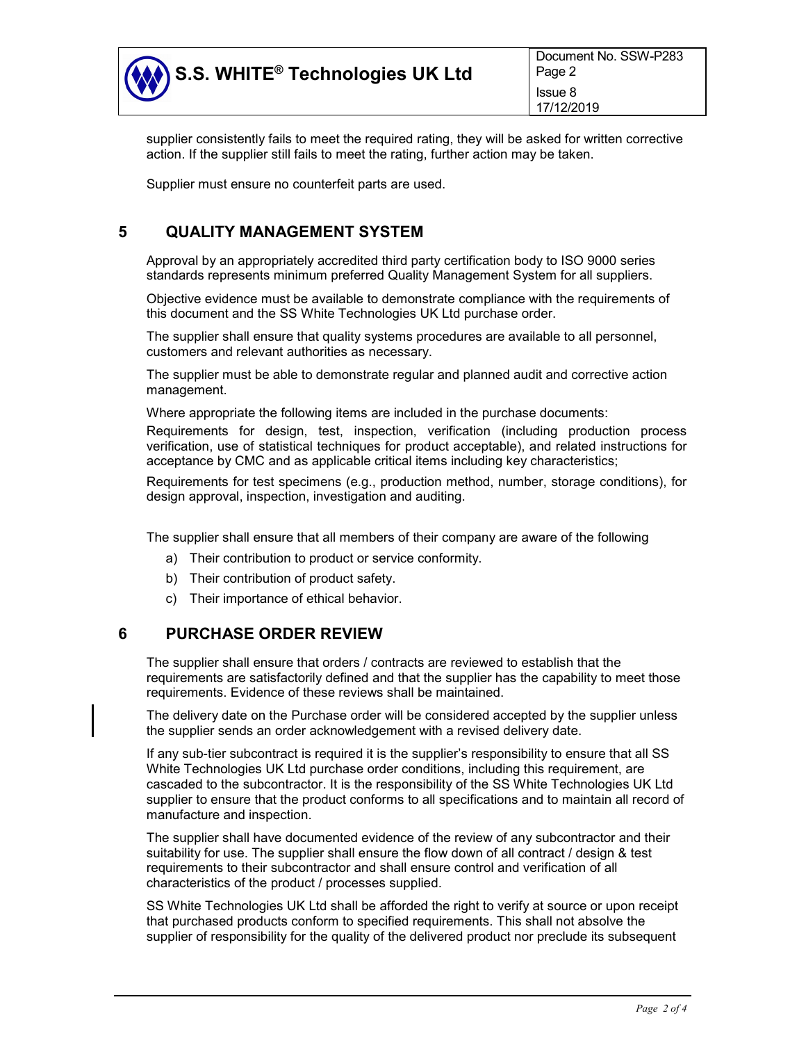supplier consistently fails to meet the required rating, they will be asked for written corrective action. If the supplier still fails to meet the rating, further action may be taken.

Supplier must ensure no counterfeit parts are used.

## 5 QUALITY MANAGEMENT SYSTEM

Approval by an appropriately accredited third party certification body to ISO 9000 series standards represents minimum preferred Quality Management System for all suppliers.

Objective evidence must be available to demonstrate compliance with the requirements of this document and the SS White Technologies UK Ltd purchase order.

The supplier shall ensure that quality systems procedures are available to all personnel, customers and relevant authorities as necessary.

The supplier must be able to demonstrate regular and planned audit and corrective action management.

Where appropriate the following items are included in the purchase documents:

Requirements for design, test, inspection, verification (including production process verification, use of statistical techniques for product acceptable), and related instructions for acceptance by CMC and as applicable critical items including key characteristics;

Requirements for test specimens (e.g., production method, number, storage conditions), for design approval, inspection, investigation and auditing.

The supplier shall ensure that all members of their company are aware of the following

a) Their contribution to product or service conformity.
b) Their contribution of product safety.
c) Their importance of ethical behavior.

## 6 PURCHASE ORDER REVIEW

The supplier shall ensure that orders / contracts are reviewed to establish that the requirements are satisfactorily defined and that the supplier has the capability to meet those requirements. Evidence of these reviews shall be maintained.

The delivery date on the Purchase order will be considered accepted by the supplier unless the supplier sends an order acknowledgement with a revised delivery date.

If any sub-tier subcontract is required it is the supplier's responsibility to ensure that all SS White Technologies UK Ltd purchase order conditions, including this requirement, are cascaded to the subcontractor. It is the responsibility of the SS White Technologies UK Ltd supplier to ensure that the product conforms to all specifications and to maintain all record of manufacture and inspection.

The supplier shall have documented evidence of the review of any subcontractor and their suitability for use. The supplier shall ensure the flow down of all contract / design & test requirements to their subcontractor and shall ensure control and verification of all characteristics of the product / processes supplied.

SS White Technologies UK Ltd shall be afforded the right to verify at source or upon receipt that purchased products conform to specified requirements. This shall not absolve the supplier of responsibility for the quality of the delivered product nor preclude its subsequent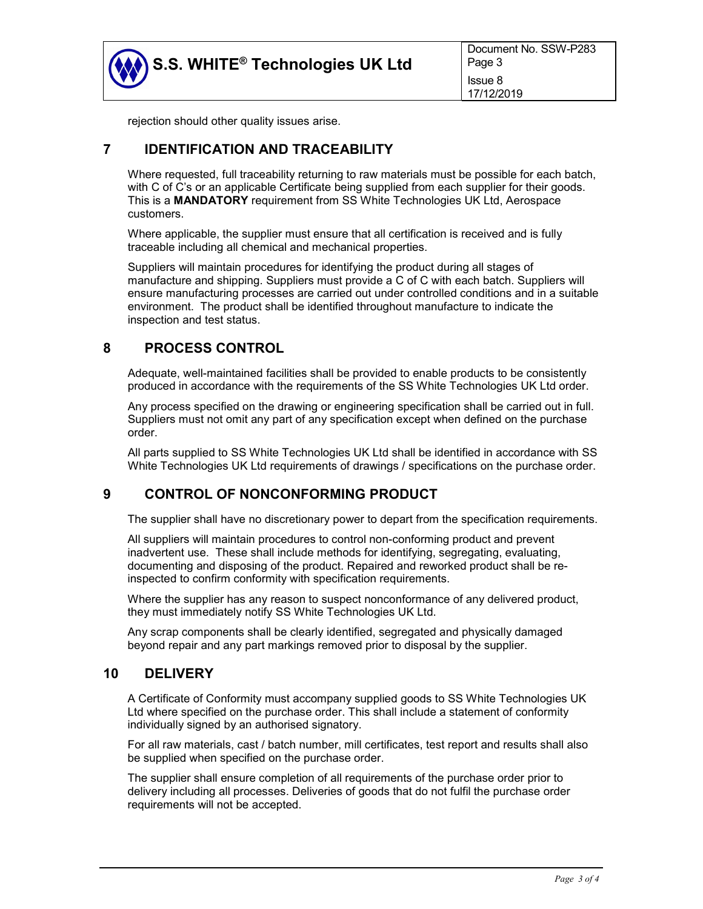rejection should other quality issues arise.

## 7 IDENTIFICATION AND TRACEABILITY

Where requested, full traceability returning to raw materials must be possible for each batch, with C of C's or an applicable Certificate being supplied from each supplier for their goods. This is a **MANDATORY** requirement from SS White Technologies UK Ltd, Aerospace customers.

Where applicable, the supplier must ensure that all certification is received and is fully traceable including all chemical and mechanical properties.

Suppliers will maintain procedures for identifying the product during all stages of manufacture and shipping. Suppliers must provide a C of C with each batch. Suppliers will ensure manufacturing processes are carried out under controlled conditions and in a suitable environment. The product shall be identified throughout manufacture to indicate the inspection and test status.

## 8 PROCESS CONTROL

Adequate, well-maintained facilities shall be provided to enable products to be consistently produced in accordance with the requirements of the SS White Technologies UK Ltd order.

Any process specified on the drawing or engineering specification shall be carried out in full. Suppliers must not omit any part of any specification except when defined on the purchase order.

All parts supplied to SS White Technologies UK Ltd shall be identified in accordance with SS White Technologies UK Ltd requirements of drawings / specifications on the purchase order.

## 9 CONTROL OF NONCONFORMING PRODUCT

The supplier shall have no discretionary power to depart from the specification requirements.

All suppliers will maintain procedures to control non-conforming product and prevent inadvertent use. These shall include methods for identifying, segregating, evaluating, documenting and disposing of the product. Repaired and reworked product shall be re-inspected to confirm conformity with specification requirements.

Where the supplier has any reason to suspect nonconformance of any delivered product, they must immediately notify SS White Technologies UK Ltd.

Any scrap components shall be clearly identified, segregated and physically damaged beyond repair and any part markings removed prior to disposal by the supplier.

## 10 DELIVERY

A Certificate of Conformity must accompany supplied goods to SS White Technologies UK Ltd where specified on the purchase order. This shall include a statement of conformity individually signed by an authorised signatory.

For all raw materials, cast / batch number, mill certificates, test report and results shall also be supplied when specified on the purchase order.

The supplier shall ensure completion of all requirements of the purchase order prior to delivery including all processes. Deliveries of goods that do not fulfil the purchase order requirements will not be accepted.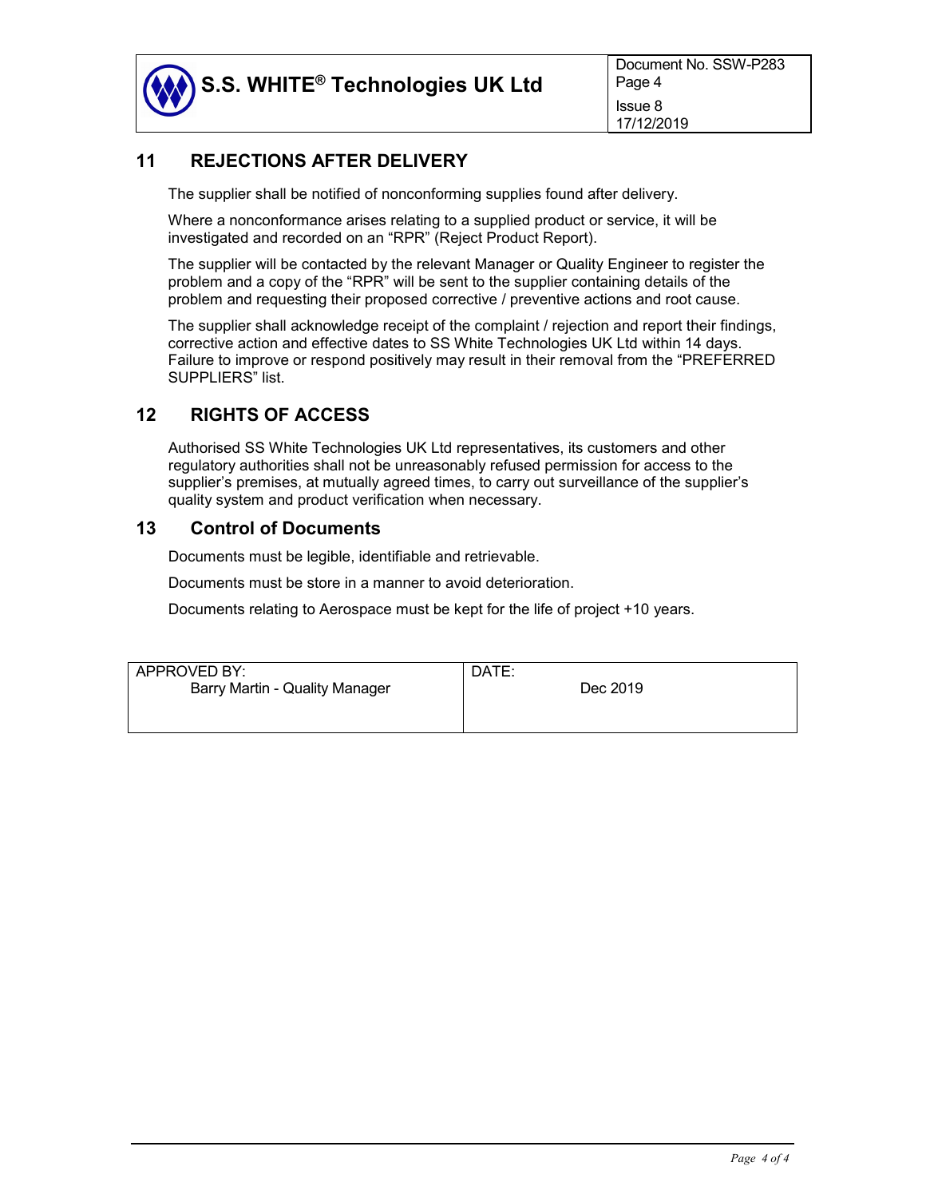## 11 REJECTIONS AFTER DELIVERY

The supplier shall be notified of nonconforming supplies found after delivery.

Where a nonconformance arises relating to a supplied product or service, it will be investigated and recorded on an "RPR" (Reject Product Report).

The supplier will be contacted by the relevant Manager or Quality Engineer to register the problem and a copy of the "RPR" will be sent to the supplier containing details of the problem and requesting their proposed corrective / preventive actions and root cause.

The supplier shall acknowledge receipt of the complaint / rejection and report their findings, corrective action and effective dates to SS White Technologies UK Ltd within 14 days. Failure to improve or respond positively may result in their removal from the "PREFERRED SUPPLIERS" list.

## 12 RIGHTS OF ACCESS

Authorised SS White Technologies UK Ltd representatives, its customers and other regulatory authorities shall not be unreasonably refused permission for access to the supplier's premises, at mutually agreed times, to carry out surveillance of the supplier's quality system and product verification when necessary.

## 13 Control of Documents

Documents must be legible, identifiable and retrievable.

Documents must be store in a manner to avoid deterioration.

Documents relating to Aerospace must be kept for the life of project +10 years.

| APPROVED BY: | DATE: |
|---|---|
| Barry Martin - Quality Manager | Dec 2019 |